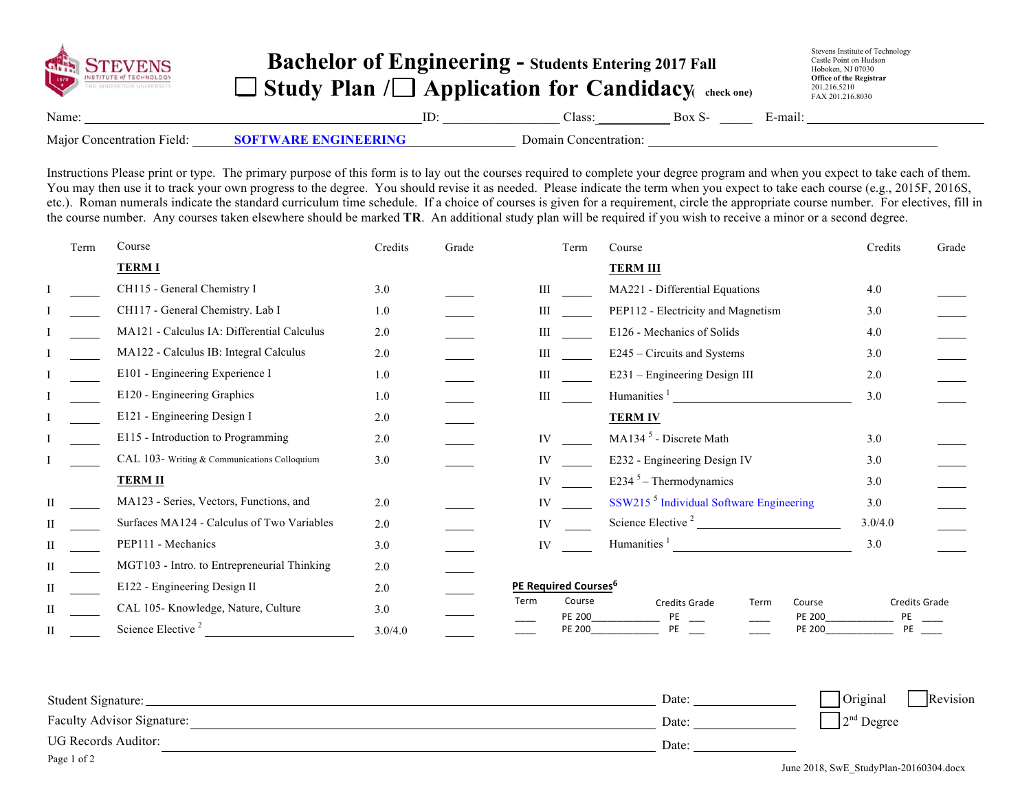Stevens Institute of Technology
Castle Point on Hudson
Hoboken, NJ 07030
**Office of the Registrar**
201.216.5210
FAX 201.216.8030

# Bachelor of Engineering - Students Entering 2017 Fall

## ☐ Study Plan / ☐ Application for Candidacy (check one)

Name: ______________________ ID: ____________ Class: ________ Box S- _____ E-mail: ______________________

Major Concentration Field: **SOFTWARE ENGINEERING** Domain Concentration: ______________________

Instructions Please print or type. The primary purpose of this form is to lay out the courses required to complete your degree program and when you expect to take each of them. You may then use it to track your own progress to the degree. You should revise it as needed. Please indicate the term when you expect to take each course (e.g., 2015F, 2016S, etc.). Roman numerals indicate the standard curriculum time schedule. If a choice of courses is given for a requirement, circle the appropriate course number. For electives, fill in the course number. Any courses taken elsewhere should be marked **TR**. An additional study plan will be required if you wish to receive a minor or a second degree.

| | Term | Course | Credits | Grade |
|---|---|---|---|---|
| | | **TERM I** | | |
| I | ____ | CH115 - General Chemistry I | 3.0 | ____ |
| I | ____ | CH117 - General Chemistry. Lab I | 1.0 | ____ |
| I | ____ | MA121 - Calculus IA: Differential Calculus | 2.0 | ____ |
| I | ____ | MA122 - Calculus IB: Integral Calculus | 2.0 | ____ |
| I | ____ | E101 - Engineering Experience I | 1.0 | ____ |
| I | ____ | E120 - Engineering Graphics | 1.0 | ____ |
| I | ____ | E121 - Engineering Design I | 2.0 | ____ |
| I | ____ | E115 - Introduction to Programming | 2.0 | ____ |
| I | ____ | CAL 103- Writing & Communications Colloquium | 3.0 | ____ |
| | | **TERM II** | | |
| II | ____ | MA123 - Series, Vectors, Functions, and | 2.0 | ____ |
| II | ____ | Surfaces MA124 - Calculus of Two Variables | 2.0 | ____ |
| II | ____ | PEP111 - Mechanics | 3.0 | ____ |
| II | ____ | MGT103 - Intro. to Entrepreneurial Thinking | 2.0 | ____ |
| II | ____ | E122 - Engineering Design II | 2.0 | ____ |
| II | ____ | CAL 105- Knowledge, Nature, Culture | 3.0 | ____ |
| II | ____ | Science Elective [2] ______________ | 3.0/4.0 | ____ |
| | | **TERM III** | | |
| III | ____ | MA221 - Differential Equations | 4.0 | ____ |
| III | ____ | PEP112 - Electricity and Magnetism | 3.0 | ____ |
| III | ____ | E126 - Mechanics of Solids | 4.0 | ____ |
| III | ____ | E245 – Circuits and Systems | 3.0 | ____ |
| III | ____ | E231 – Engineering Design III | 2.0 | ____ |
| III | ____ | Humanities [1] ______________ | 3.0 | ____ |
| | | **TERM IV** | | |
| IV | ____ | MA134 [5] - Discrete Math | 3.0 | ____ |
| IV | ____ | E232 - Engineering Design IV | 3.0 | ____ |
| IV | ____ | E234 [5] – Thermodynamics | 3.0 | ____ |
| IV | ____ | SSW215 [5] Individual Software Engineering | 3.0 | ____ |
| IV | ____ | Science Elective [2] ______________ | 3.0/4.0 | ____ |
| IV | ____ | Humanities [1] ______________ | 3.0 | ____ |

**PE Required Courses[6]**

| Term | Course | Credits | Grade | Term | Course | Credits | Grade |
|---|---|---|---|---|---|---|---|
| ____ | PE 200__________ | PE | ___ | ____ | PE 200__________ | PE | ___ |
| ____ | PE 200__________ | PE | ___ | ____ | PE 200__________ | PE | ___ |

Student Signature: ______________________ Date: __________ ☐ Original ☐ Revision

Faculty Advisor Signature: ______________________ Date: __________ ☐ 2nd Degree

UG Records Auditor: ______________________ Date: __________

June 2018, SwE_StudyPlan-20160304.docx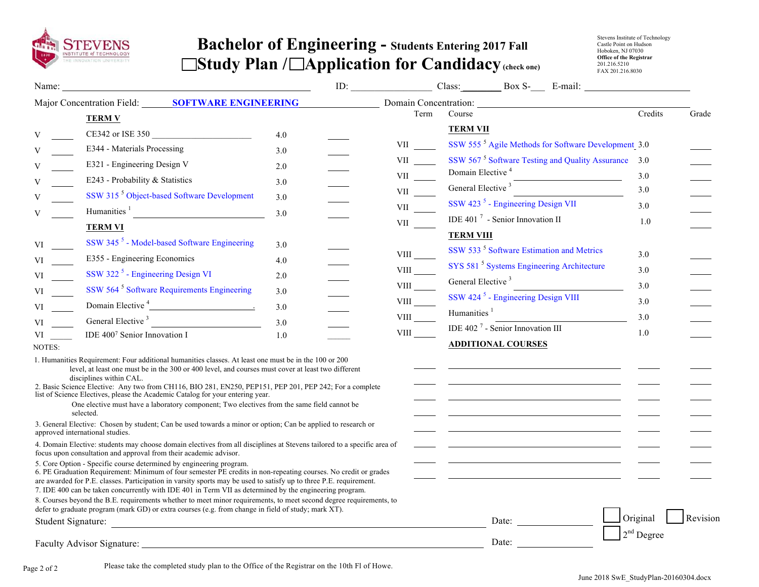Stevens Institute of Technology
Castle Point on Hudson
Hoboken, NJ 07030
**Office of the Registrar**
201.216.5210
FAX 201.216.8030

# Bachelor of Engineering - Students Entering 2017 Fall

## ☐Study Plan / ☐Application for Candidacy (check one)

Name: ____________________ ID: ____________ Class: ________ Box S-___ E-mail: ____________________

Major Concentration Field: **SOFTWARE ENGINEERING** Domain Concentration: ____________________

### TERM V

| Term | | Course | Credits | Grade |
|---|---|---|---|---|
| V | ____ | CE342 or ISE 350 ____________________ | 4.0 | ____ |
| V | ____ | E344 - Materials Processing | 3.0 | ____ |
| V | ____ | E321 - Engineering Design V | 2.0 | ____ |
| V | ____ | E243 - Probability & Statistics | 3.0 | ____ |
| V | ____ | SSW 315 [5] Object-based Software Development | 3.0 | ____ |
| V | ____ | Humanities [1] ____________________ | 3.0 | ____ |

### TERM VI

| Term | | Course | Credits | Grade |
|---|---|---|---|---|
| VI | ____ | SSW 345 [5] - Model-based Software Engineering | 3.0 | ____ |
| VI | ____ | E355 - Engineering Economics | 4.0 | ____ |
| VI | ____ | SSW 322 [5] - Engineering Design VI | 2.0 | ____ |
| VI | ____ | SSW 564 [5] Software Requirements Engineering | 3.0 | ____ |
| VI | ____ | Domain Elective [4] ____________________. | 3.0 | ____ |
| VI | ____ | General Elective [3] ____________________ | 3.0 | ____ |
| VI | ____ | IDE 400[7] Senior Innovation I | 1.0 | ____ |

### TERM VII

| Term | | Course | Credits | Grade |
|---|---|---|---|---|
| VII | ____ | SSW 555 [5] Agile Methods for Software Development | 3.0 | ____ |
| VII | ____ | SSW 567 [5] Software Testing and Quality Assurance | 3.0 | ____ |
| VII | ____ | Domain Elective [4] ____________________ | 3.0 | ____ |
| VII | ____ | General Elective [3] ____________________ | 3.0 | ____ |
| VII | ____ | SSW 423 [5] - Engineering Design VII | 3.0 | ____ |
| VII | ____ | IDE 401 [7] - Senior Innovation II | 1.0 | ____ |

### TERM VIII

| Term | | Course | Credits | Grade |
|---|---|---|---|---|
| VIII | ____ | SSW 533 [5] Software Estimation and Metrics | 3.0 | ____ |
| VIII | ____ | SYS 581 [5] Systems Engineering Architecture | 3.0 | ____ |
| VIII | ____ | General Elective [3] ____________________ | 3.0 | ____ |
| VIII | ____ | SSW 424 [5] - Engineering Design VIII | 3.0 | ____ |
| VIII | ____ | Humanities [1] ____________________ | 3.0 | ____ |
| VIII | ____ | IDE 402 [7] - Senior Innovation III | 1.0 | ____ |

### ADDITIONAL COURSES

| Term | Course | Credits | Grade |
|---|---|---|---|
| ____ | ____________________ | ____ | ____ |
| ____ | ____________________ | ____ | ____ |
| ____ | ____________________ | ____ | ____ |
| ____ | ____________________ | ____ | ____ |
| ____ | ____________________ | ____ | ____ |
| ____ | ____________________ | ____ | ____ |
| ____ | ____________________ | ____ | ____ |
| ____ | ____________________ | ____ | ____ |

NOTES:

1. Humanities Requirement: Four additional humanities classes. At least one must be in the 100 or 200 level, at least one must be in the 300 or 400 level, and courses must cover at least two different disciplines within CAL.
2. Basic Science Elective: Any two from CH116, BIO 281, EN250, PEP151, PEP 201, PEP 242; For a complete list of Science Electives, please the Academic Catalog for your entering year.
   One elective must have a laboratory component; Two electives from the same field cannot be selected.
3. General Elective: Chosen by student; Can be used towards a minor or option; Can be applied to research or approved international studies.
4. Domain Elective: students may choose domain electives from all disciplines at Stevens tailored to a specific area of focus upon consultation and approval from their academic advisor.
5. Core Option - Specific course determined by engineering program.
6. PE Graduation Requirement: Minimum of four semester PE credits in non-repeating courses. No credit or grades are awarded for P.E. classes. Participation in varsity sports may be used to satisfy up to three P.E. requirement.
7. IDE 400 can be taken concurrently with IDE 401 in Term VII as determined by the engineering program.
8. Courses beyond the B.E. requirements whether to meet minor requirements, to meet second degree requirements, to defer to graduate program (mark GD) or extra courses (e.g. from change in field of study; mark XT).

Student Signature: ________________________________________ Date: ____________

Faculty Advisor Signature: ________________________________________ Date: ____________

☐ Original ☐ Revision
☐ 2nd Degree

Please take the completed study plan to the Office of the Registrar on the 10th Fl of Howe.

June 2018 SwE_StudyPlan-20160304.docx